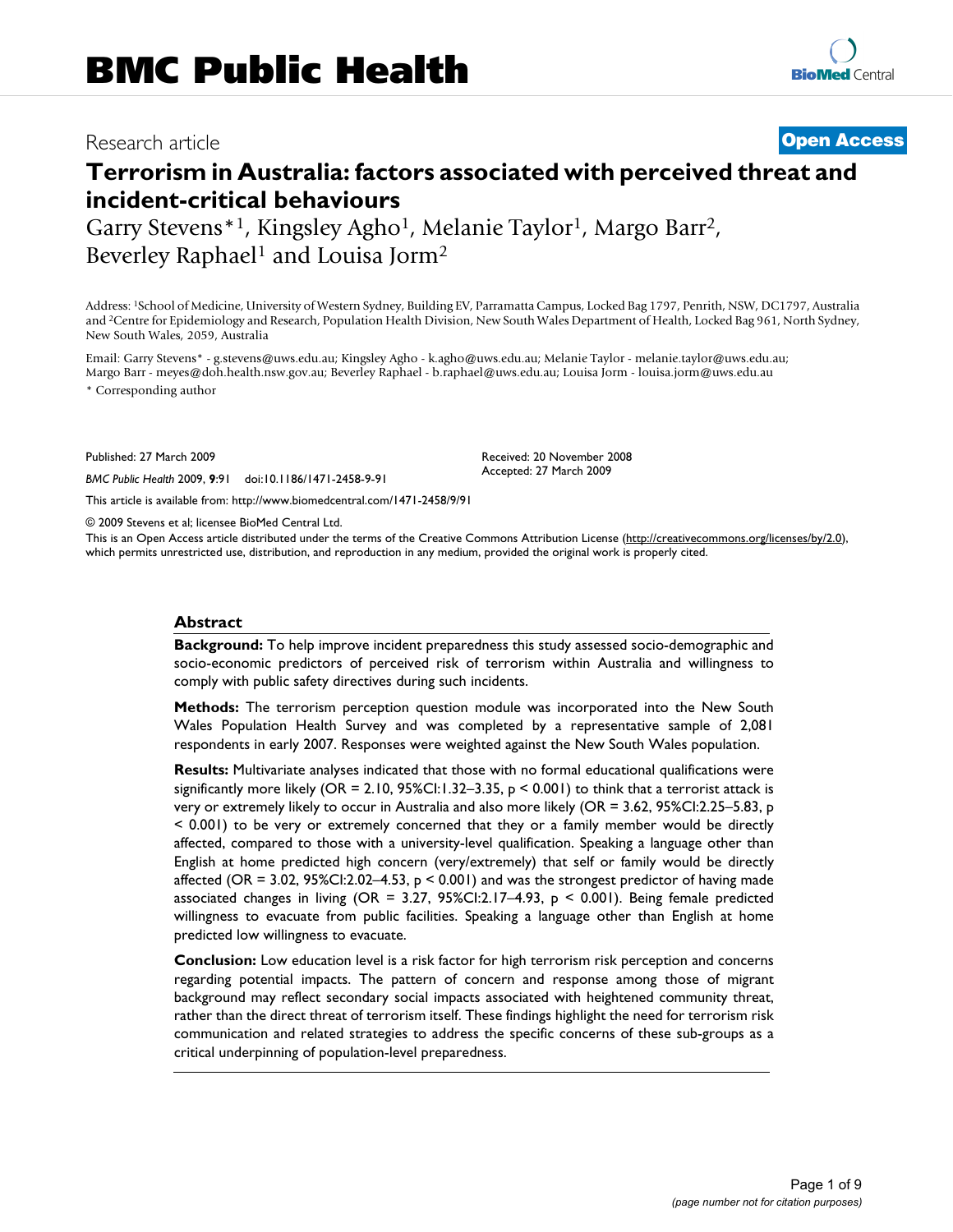# BMC Public Health

Research article **Open Access**

# Terrorism in Australia: factors associated with perceived threat and incident-critical behaviours

Garry Stevens*[1], Kingsley Agho[1], Melanie Taylor[1], Margo Barr[2], Beverley Raphael[1] and Louisa Jorm[2]

Address: [1]School of Medicine, University of Western Sydney, Building EV, Parramatta Campus, Locked Bag 1797, Penrith, NSW, DC1797, Australia and [2]Centre for Epidemiology and Research, Population Health Division, New South Wales Department of Health, Locked Bag 961, North Sydney, New South Wales, 2059, Australia

Email: Garry Stevens* - g.stevens@uws.edu.au; Kingsley Agho - k.agho@uws.edu.au; Melanie Taylor - melanie.taylor@uws.edu.au; Margo Barr - meyes@doh.health.nsw.gov.au; Beverley Raphael - b.raphael@uws.edu.au; Louisa Jorm - louisa.jorm@uws.edu.au

* Corresponding author

Published: 27 March 2009

*BMC Public Health* 2009, **9**:91 doi:10.1186/1471-2458-9-91

Received: 20 November 2008
Accepted: 27 March 2009

This article is available from: http://www.biomedcentral.com/1471-2458/9/91

© 2009 Stevens et al; licensee BioMed Central Ltd.

This is an Open Access article distributed under the terms of the Creative Commons Attribution License (http://creativecommons.org/licenses/by/2.0), which permits unrestricted use, distribution, and reproduction in any medium, provided the original work is properly cited.

## Abstract

**Background:** To help improve incident preparedness this study assessed socio-demographic and socio-economic predictors of perceived risk of terrorism within Australia and willingness to comply with public safety directives during such incidents.

**Methods:** The terrorism perception question module was incorporated into the New South Wales Population Health Survey and was completed by a representative sample of 2,081 respondents in early 2007. Responses were weighted against the New South Wales population.

**Results:** Multivariate analyses indicated that those with no formal educational qualifications were significantly more likely (OR = 2.10, 95%CI:1.32–3.35, $p < 0.001$) to think that a terrorist attack is very or extremely likely to occur in Australia and also more likely (OR = 3.62, 95%CI:2.25–5.83, $p < 0.001$) to be very or extremely concerned that they or a family member would be directly affected, compared to those with a university-level qualification. Speaking a language other than English at home predicted high concern (very/extremely) that self or family would be directly affected (OR = 3.02, 95%CI:2.02–4.53, $p < 0.001$) and was the strongest predictor of having made associated changes in living (OR = 3.27, 95%CI:2.17–4.93, $p < 0.001$). Being female predicted willingness to evacuate from public facilities. Speaking a language other than English at home predicted low willingness to evacuate.

**Conclusion:** Low education level is a risk factor for high terrorism risk perception and concerns regarding potential impacts. The pattern of concern and response among those of migrant background may reflect secondary social impacts associated with heightened community threat, rather than the direct threat of terrorism itself. These findings highlight the need for terrorism risk communication and related strategies to address the specific concerns of these sub-groups as a critical underpinning of population-level preparedness.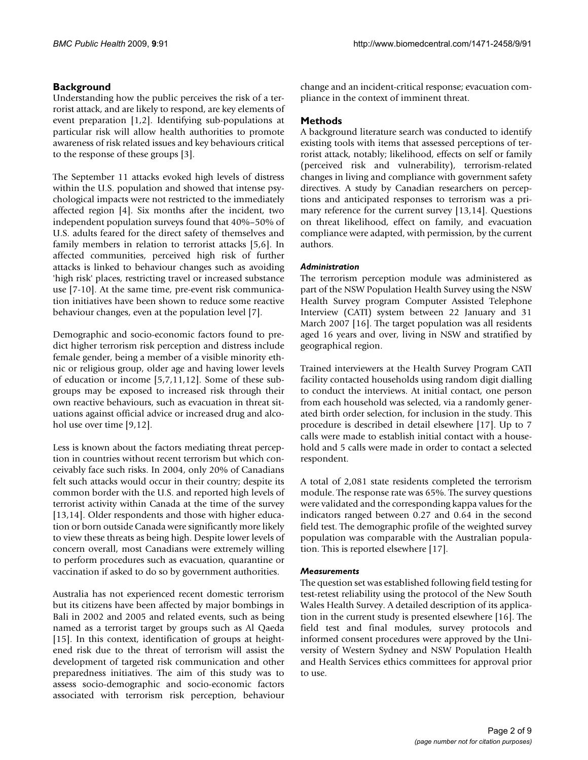## Background

Understanding how the public perceives the risk of a terrorist attack, and are likely to respond, are key elements of event preparation [1,2]. Identifying sub-populations at particular risk will allow health authorities to promote awareness of risk related issues and key behaviours critical to the response of these groups [3].

The September 11 attacks evoked high levels of distress within the U.S. population and showed that intense psychological impacts were not restricted to the immediately affected region [4]. Six months after the incident, two independent population surveys found that 40%–50% of U.S. adults feared for the direct safety of themselves and family members in relation to terrorist attacks [5,6]. In affected communities, perceived high risk of further attacks is linked to behaviour changes such as avoiding 'high risk' places, restricting travel or increased substance use [7-10]. At the same time, pre-event risk communication initiatives have been shown to reduce some reactive behaviour changes, even at the population level [7].

Demographic and socio-economic factors found to predict higher terrorism risk perception and distress include female gender, being a member of a visible minority ethnic or religious group, older age and having lower levels of education or income [5,7,11,12]. Some of these subgroups may be exposed to increased risk through their own reactive behaviours, such as evacuation in threat situations against official advice or increased drug and alcohol use over time [9,12].

Less is known about the factors mediating threat perception in countries without recent terrorism but which conceivably face such risks. In 2004, only 20% of Canadians felt such attacks would occur in their country; despite its common border with the U.S. and reported high levels of terrorist activity within Canada at the time of the survey [13,14]. Older respondents and those with higher education or born outside Canada were significantly more likely to view these threats as being high. Despite lower levels of concern overall, most Canadians were extremely willing to perform procedures such as evacuation, quarantine or vaccination if asked to do so by government authorities.

Australia has not experienced recent domestic terrorism but its citizens have been affected by major bombings in Bali in 2002 and 2005 and related events, such as being named as a terrorist target by groups such as Al Qaeda [15]. In this context, identification of groups at heightened risk due to the threat of terrorism will assist the development of targeted risk communication and other preparedness initiatives. The aim of this study was to assess socio-demographic and socio-economic factors associated with terrorism risk perception, behaviour change and an incident-critical response; evacuation compliance in the context of imminent threat.

## Methods

A background literature search was conducted to identify existing tools with items that assessed perceptions of terrorist attack, notably; likelihood, effects on self or family (perceived risk and vulnerability), terrorism-related changes in living and compliance with government safety directives. A study by Canadian researchers on perceptions and anticipated responses to terrorism was a primary reference for the current survey [13,14]. Questions on threat likelihood, effect on family, and evacuation compliance were adapted, with permission, by the current authors.

### *Administration*

The terrorism perception module was administered as part of the NSW Population Health Survey using the NSW Health Survey program Computer Assisted Telephone Interview (CATI) system between 22 January and 31 March 2007 [16]. The target population was all residents aged 16 years and over, living in NSW and stratified by geographical region.

Trained interviewers at the Health Survey Program CATI facility contacted households using random digit dialling to conduct the interviews. At initial contact, one person from each household was selected, via a randomly generated birth order selection, for inclusion in the study. This procedure is described in detail elsewhere [17]. Up to 7 calls were made to establish initial contact with a household and 5 calls were made in order to contact a selected respondent.

A total of 2,081 state residents completed the terrorism module. The response rate was 65%. The survey questions were validated and the corresponding kappa values for the indicators ranged between 0.27 and 0.64 in the second field test. The demographic profile of the weighted survey population was comparable with the Australian population. This is reported elsewhere [17].

### *Measurements*

The question set was established following field testing for test-retest reliability using the protocol of the New South Wales Health Survey. A detailed description of its application in the current study is presented elsewhere [16]. The field test and final modules, survey protocols and informed consent procedures were approved by the University of Western Sydney and NSW Population Health and Health Services ethics committees for approval prior to use.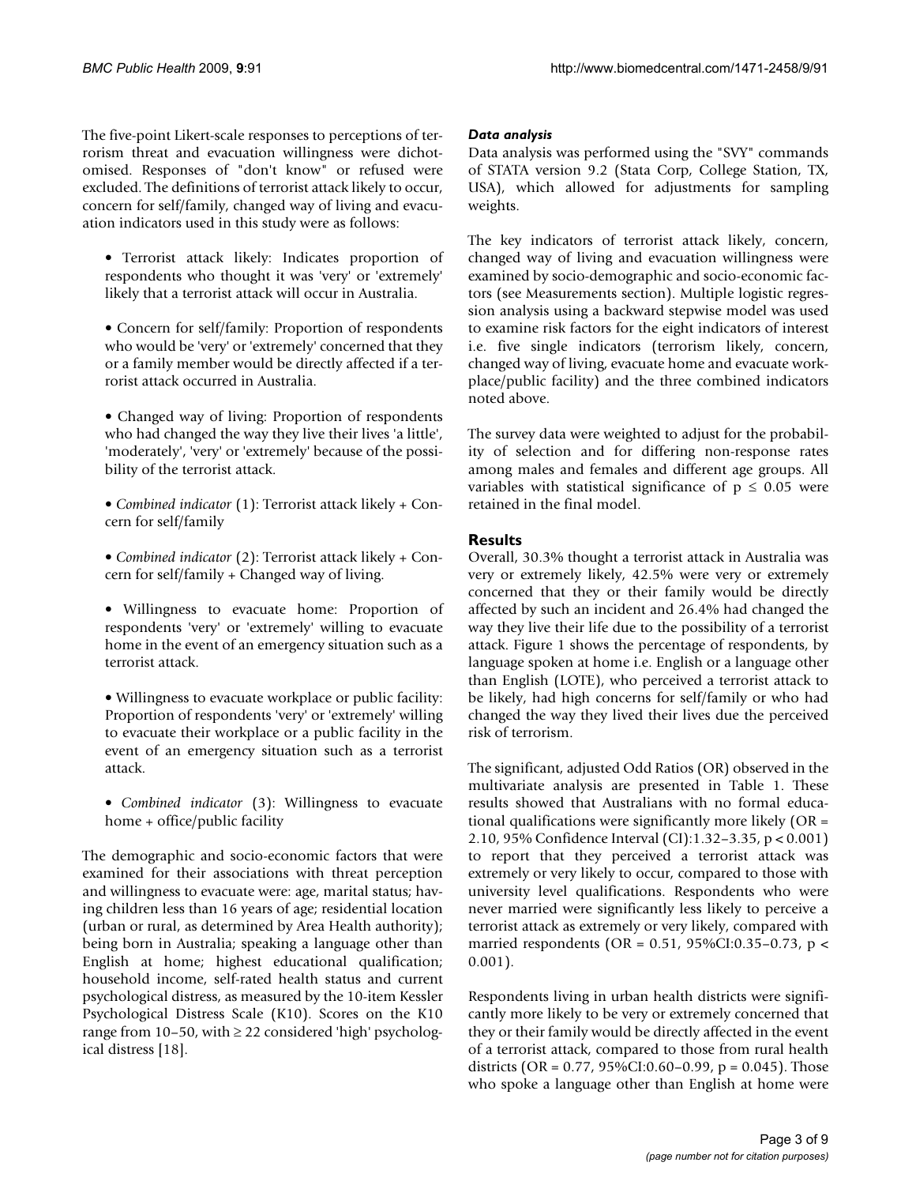The five-point Likert-scale responses to perceptions of terrorism threat and evacuation willingness were dichotomised. Responses of "don't know" or refused were excluded. The definitions of terrorist attack likely to occur, concern for self/family, changed way of living and evacuation indicators used in this study were as follows:

- Terrorist attack likely: Indicates proportion of respondents who thought it was 'very' or 'extremely' likely that a terrorist attack will occur in Australia.

- Concern for self/family: Proportion of respondents who would be 'very' or 'extremely' concerned that they or a family member would be directly affected if a terrorist attack occurred in Australia.

- Changed way of living: Proportion of respondents who had changed the way they live their lives 'a little', 'moderately', 'very' or 'extremely' because of the possibility of the terrorist attack.

- *Combined indicator* (1): Terrorist attack likely + Concern for self/family

- *Combined indicator* (2): Terrorist attack likely + Concern for self/family + Changed way of living.

- Willingness to evacuate home: Proportion of respondents 'very' or 'extremely' willing to evacuate home in the event of an emergency situation such as a terrorist attack.

- Willingness to evacuate workplace or public facility: Proportion of respondents 'very' or 'extremely' willing to evacuate their workplace or a public facility in the event of an emergency situation such as a terrorist attack.

- *Combined indicator* (3): Willingness to evacuate home + office/public facility

The demographic and socio-economic factors that were examined for their associations with threat perception and willingness to evacuate were: age, marital status; having children less than 16 years of age; residential location (urban or rural, as determined by Area Health authority); being born in Australia; speaking a language other than English at home; highest educational qualification; household income, self-rated health status and current psychological distress, as measured by the 10-item Kessler Psychological Distress Scale (K10). Scores on the K10 range from 10–50, with ≥ 22 considered 'high' psychological distress [18].

#### *Data analysis*

Data analysis was performed using the "SVY" commands of STATA version 9.2 (Stata Corp, College Station, TX, USA), which allowed for adjustments for sampling weights.

The key indicators of terrorist attack likely, concern, changed way of living and evacuation willingness were examined by socio-demographic and socio-economic factors (see Measurements section). Multiple logistic regression analysis using a backward stepwise model was used to examine risk factors for the eight indicators of interest i.e. five single indicators (terrorism likely, concern, changed way of living, evacuate home and evacuate workplace/public facility) and the three combined indicators noted above.

The survey data were weighted to adjust for the probability of selection and for differing non-response rates among males and females and different age groups. All variables with statistical significance of $p \leq 0.05$ were retained in the final model.

## Results

Overall, 30.3% thought a terrorist attack in Australia was very or extremely likely, 42.5% were very or extremely concerned that they or their family would be directly affected by such an incident and 26.4% had changed the way they live their life due to the possibility of a terrorist attack. Figure 1 shows the percentage of respondents, by language spoken at home i.e. English or a language other than English (LOTE), who perceived a terrorist attack to be likely, had high concerns for self/family or who had changed the way they lived their lives due the perceived risk of terrorism.

The significant, adjusted Odd Ratios (OR) observed in the multivariate analysis are presented in Table 1. These results showed that Australians with no formal educational qualifications were significantly more likely (OR = 2.10, 95% Confidence Interval (CI):1.32–3.35, $p < 0.001$) to report that they perceived a terrorist attack was extremely or very likely to occur, compared to those with university level qualifications. Respondents who were never married were significantly less likely to perceive a terrorist attack as extremely or very likely, compared with married respondents (OR = 0.51, 95%CI:0.35–0.73, $p < 0.001$).

Respondents living in urban health districts were significantly more likely to be very or extremely concerned that they or their family would be directly affected in the event of a terrorist attack, compared to those from rural health districts (OR = 0.77, 95%CI:0.60–0.99, $p = 0.045$). Those who spoke a language other than English at home were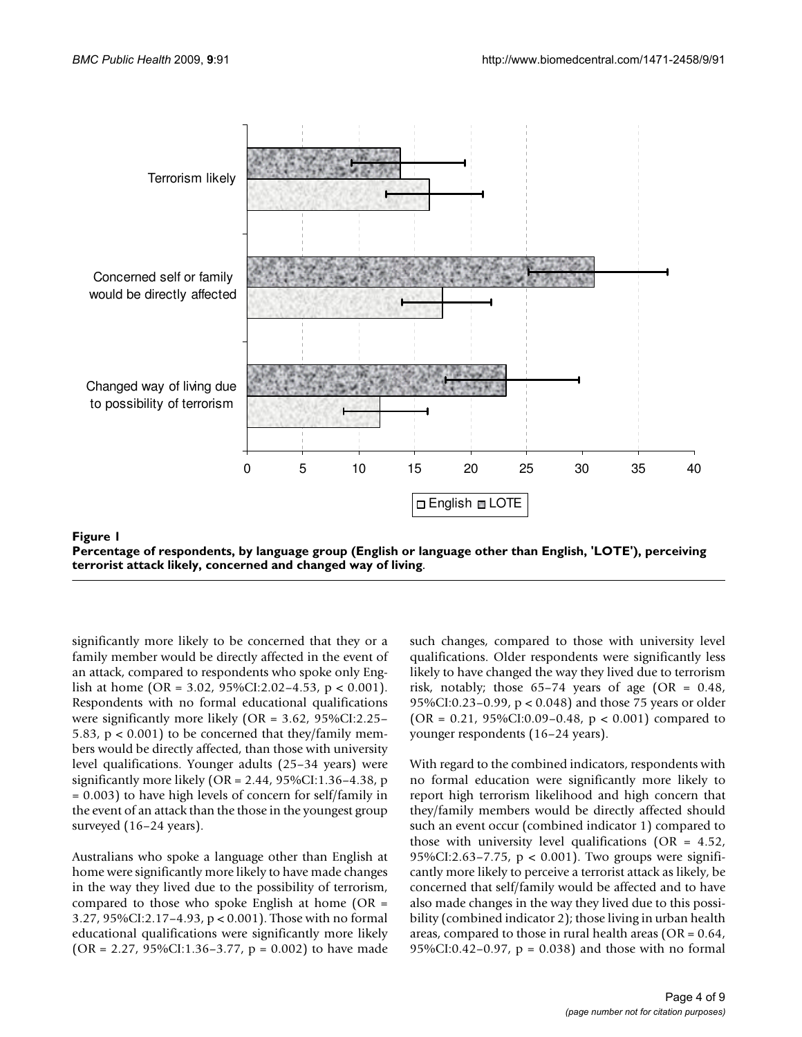Terrorism likely

Concerned self or family would be directly affected

Changed way of living due to possibility of terrorism

0 5 10 15 20 25 30 35 40

English LOTE

**Figure 1**

**Percentage of respondents, by language group (English or language other than English, 'LOTE'), perceiving terrorist attack likely, concerned and changed way of living**.

significantly more likely to be concerned that they or a family member would be directly affected in the event of an attack, compared to respondents who spoke only English at home (OR = 3.02, 95%CI:2.02–4.53, $p < 0.001$). Respondents with no formal educational qualifications were significantly more likely (OR = 3.62, 95%CI:2.25–5.83, $p < 0.001$) to be concerned that they/family members would be directly affected, than those with university level qualifications. Younger adults (25–34 years) were significantly more likely (OR = 2.44, 95%CI:1.36–4.38, $p = 0.003$) to have high levels of concern for self/family in the event of an attack than the those in the youngest group surveyed (16–24 years).

Australians who spoke a language other than English at home were significantly more likely to have made changes in the way they lived due to the possibility of terrorism, compared to those who spoke English at home (OR = 3.27, 95%CI:2.17–4.93, $p < 0.001$). Those with no formal educational qualifications were significantly more likely (OR = 2.27, 95%CI:1.36–3.77, $p = 0.002$) to have made such changes, compared to those with university level qualifications. Older respondents were significantly less likely to have changed the way they lived due to terrorism risk, notably; those 65–74 years of age (OR = 0.48, 95%CI:0.23–0.99, $p < 0.048$) and those 75 years or older (OR = 0.21, 95%CI:0.09–0.48, $p < 0.001$) compared to younger respondents (16–24 years).

With regard to the combined indicators, respondents with no formal education were significantly more likely to report high terrorism likelihood and high concern that they/family members would be directly affected should such an event occur (combined indicator 1) compared to those with university level qualifications (OR = 4.52, 95%CI:2.63–7.75, $p < 0.001$). Two groups were significantly more likely to perceive a terrorist attack as likely, be concerned that self/family would be affected and to have also made changes in the way they lived due to this possibility (combined indicator 2); those living in urban health areas, compared to those in rural health areas (OR = 0.64, 95%CI:0.42–0.97, $p = 0.038$) and those with no formal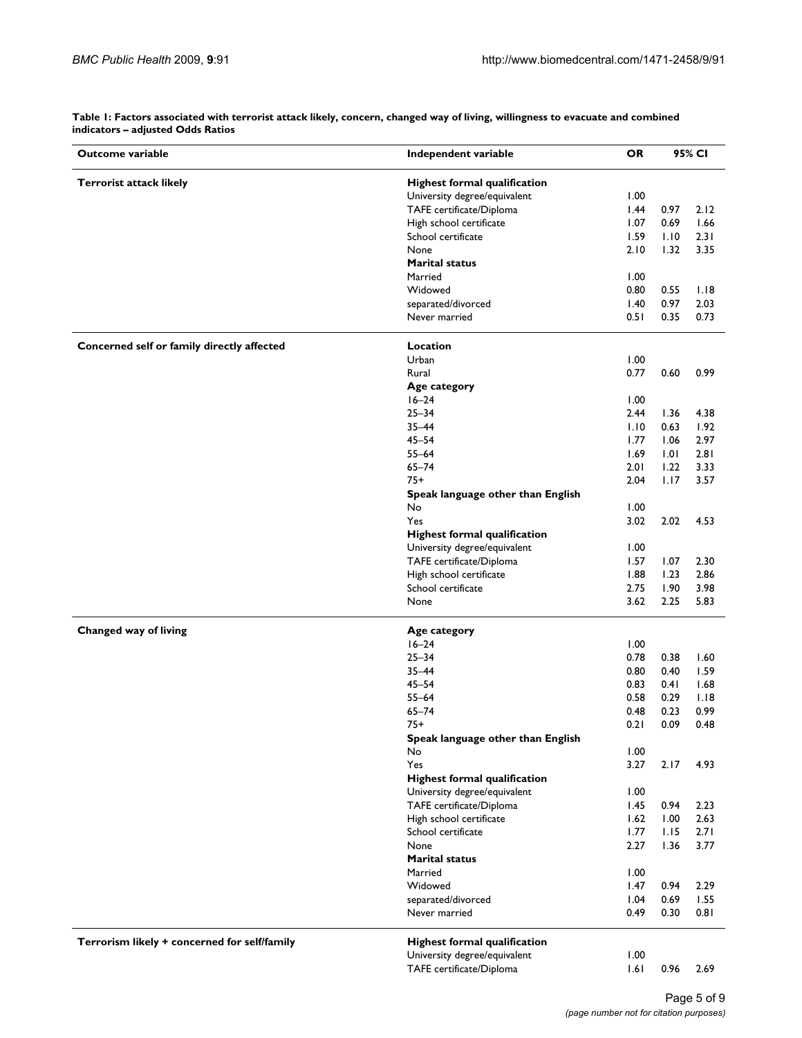**Table 1: Factors associated with terrorist attack likely, concern, changed way of living, willingness to evacuate and combined indicators – adjusted Odds Ratios**

| Outcome variable | Independent variable | OR | 95% CI | |
|---|---|---|---|---|
| **Terrorist attack likely** | **Highest formal qualification** | | | |
| | University degree/equivalent | 1.00 | | |
| | TAFE certificate/Diploma | 1.44 | 0.97 | 2.12 |
| | High school certificate | 1.07 | 0.69 | 1.66 |
| | School certificate | 1.59 | 1.10 | 2.31 |
| | None | 2.10 | 1.32 | 3.35 |
| | **Marital status** | | | |
| | Married | 1.00 | | |
| | Widowed | 0.80 | 0.55 | 1.18 |
| | separated/divorced | 1.40 | 0.97 | 2.03 |
| | Never married | 0.51 | 0.35 | 0.73 |
| **Concerned self or family directly affected** | **Location** | | | |
| | Urban | 1.00 | | |
| | Rural | 0.77 | 0.60 | 0.99 |
| | **Age category** | | | |
| | 16–24 | 1.00 | | |
| | 25–34 | 2.44 | 1.36 | 4.38 |
| | 35–44 | 1.10 | 0.63 | 1.92 |
| | 45–54 | 1.77 | 1.06 | 2.97 |
| | 55–64 | 1.69 | 1.01 | 2.81 |
| | 65–74 | 2.01 | 1.22 | 3.33 |
| | 75+ | 2.04 | 1.17 | 3.57 |
| | **Speak language other than English** | | | |
| | No | 1.00 | | |
| | Yes | 3.02 | 2.02 | 4.53 |
| | **Highest formal qualification** | | | |
| | University degree/equivalent | 1.00 | | |
| | TAFE certificate/Diploma | 1.57 | 1.07 | 2.30 |
| | High school certificate | 1.88 | 1.23 | 2.86 |
| | School certificate | 2.75 | 1.90 | 3.98 |
| | None | 3.62 | 2.25 | 5.83 |
| **Changed way of living** | **Age category** | | | |
| | 16–24 | 1.00 | | |
| | 25–34 | 0.78 | 0.38 | 1.60 |
| | 35–44 | 0.80 | 0.40 | 1.59 |
| | 45–54 | 0.83 | 0.41 | 1.68 |
| | 55–64 | 0.58 | 0.29 | 1.18 |
| | 65–74 | 0.48 | 0.23 | 0.99 |
| | 75+ | 0.21 | 0.09 | 0.48 |
| | **Speak language other than English** | | | |
| | No | 1.00 | | |
| | Yes | 3.27 | 2.17 | 4.93 |
| | **Highest formal qualification** | | | |
| | University degree/equivalent | 1.00 | | |
| | TAFE certificate/Diploma | 1.45 | 0.94 | 2.23 |
| | High school certificate | 1.62 | 1.00 | 2.63 |
| | School certificate | 1.77 | 1.15 | 2.71 |
| | None | 2.27 | 1.36 | 3.77 |
| | **Marital status** | | | |
| | Married | 1.00 | | |
| | Widowed | 1.47 | 0.94 | 2.29 |
| | separated/divorced | 1.04 | 0.69 | 1.55 |
| | Never married | 0.49 | 0.30 | 0.81 |
| **Terrorism likely + concerned for self/family** | **Highest formal qualification** | | | |
| | University degree/equivalent | 1.00 | | |
| | TAFE certificate/Diploma | 1.61 | 0.96 | 2.69 |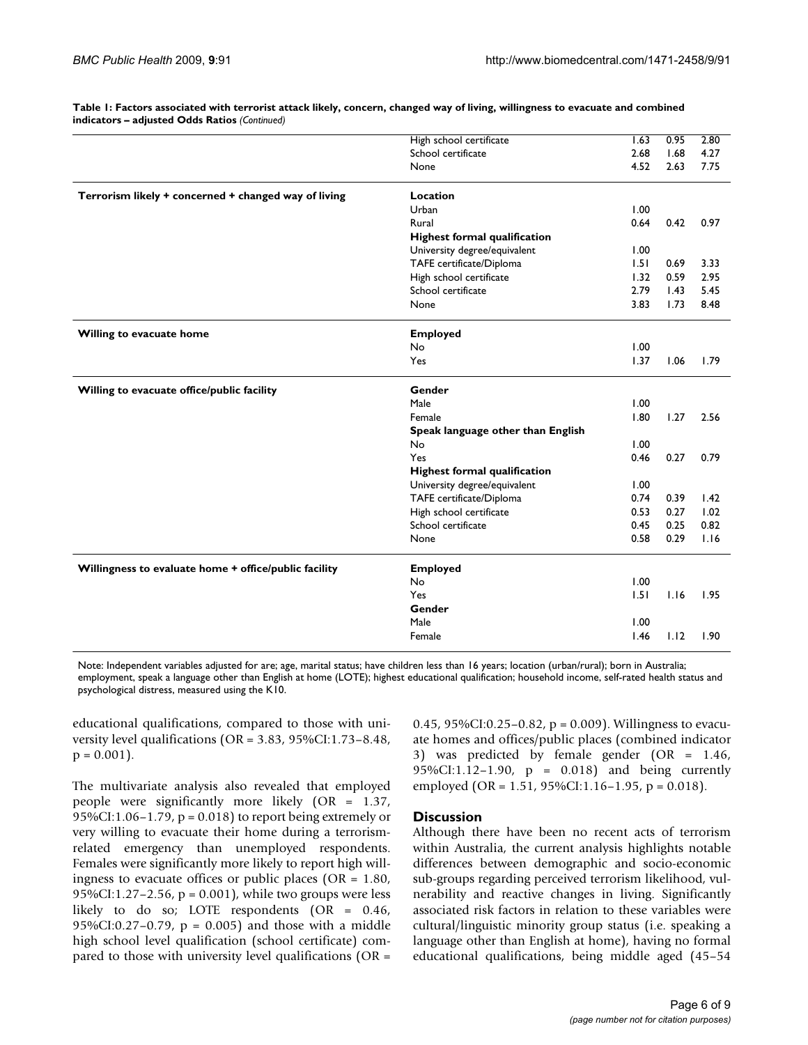**Table 1: Factors associated with terrorist attack likely, concern, changed way of living, willingness to evacuate and combined indicators – adjusted Odds Ratios** *(Continued)*

| | | | | |
|---|---|---|---|---|
| | High school certificate | 1.63 | 0.95 | 2.80 |
| | School certificate | 2.68 | 1.68 | 4.27 |
| | None | 4.52 | 2.63 | 7.75 |
| **Terrorism likely + concerned + changed way of living** | **Location** | | | |
| | Urban | 1.00 | | |
| | Rural | 0.64 | 0.42 | 0.97 |
| | **Highest formal qualification** | | | |
| | University degree/equivalent | 1.00 | | |
| | TAFE certificate/Diploma | 1.51 | 0.69 | 3.33 |
| | High school certificate | 1.32 | 0.59 | 2.95 |
| | School certificate | 2.79 | 1.43 | 5.45 |
| | None | 3.83 | 1.73 | 8.48 |
| **Willing to evacuate home** | **Employed** | | | |
| | No | 1.00 | | |
| | Yes | 1.37 | 1.06 | 1.79 |
| **Willing to evacuate office/public facility** | **Gender** | | | |
| | Male | 1.00 | | |
| | Female | 1.80 | 1.27 | 2.56 |
| | **Speak language other than English** | | | |
| | No | 1.00 | | |
| | Yes | 0.46 | 0.27 | 0.79 |
| | **Highest formal qualification** | | | |
| | University degree/equivalent | 1.00 | | |
| | TAFE certificate/Diploma | 0.74 | 0.39 | 1.42 |
| | High school certificate | 0.53 | 0.27 | 1.02 |
| | School certificate | 0.45 | 0.25 | 0.82 |
| | None | 0.58 | 0.29 | 1.16 |
| **Willingness to evaluate home + office/public facility** | **Employed** | | | |
| | No | 1.00 | | |
| | Yes | 1.51 | 1.16 | 1.95 |
| | **Gender** | | | |
| | Male | 1.00 | | |
| | Female | 1.46 | 1.12 | 1.90 |

Note: Independent variables adjusted for are; age, marital status; have children less than 16 years; location (urban/rural); born in Australia; employment, speak a language other than English at home (LOTE); highest educational qualification; household income, self-rated health status and psychological distress, measured using the K10.

educational qualifications, compared to those with university level qualifications (OR = 3.83, 95%CI:1.73–8.48, $p = 0.001$).

The multivariate analysis also revealed that employed people were significantly more likely (OR = 1.37, 95%CI:1.06–1.79, $p = 0.018$) to report being extremely or very willing to evacuate their home during a terrorism-related emergency than unemployed respondents. Females were significantly more likely to report high willingness to evacuate offices or public places (OR = 1.80, 95%CI:1.27–2.56, $p = 0.001$), while two groups were less likely to do so; LOTE respondents (OR = 0.46, 95%CI:0.27–0.79, $p = 0.005$) and those with a middle high school level qualification (school certificate) compared to those with university level qualifications (OR = 0.45, 95%CI:0.25–0.82, $p = 0.009$). Willingness to evacuate homes and offices/public places (combined indicator 3) was predicted by female gender (OR = 1.46, 95%CI:1.12–1.90, $p = 0.018$) and being currently employed (OR = 1.51, 95%CI:1.16–1.95, $p = 0.018$).

## Discussion

Although there have been no recent acts of terrorism within Australia, the current analysis highlights notable differences between demographic and socio-economic sub-groups regarding perceived terrorism likelihood, vulnerability and reactive changes in living. Significantly associated risk factors in relation to these variables were cultural/linguistic minority group status (i.e. speaking a language other than English at home), having no formal educational qualifications, being middle aged (45–54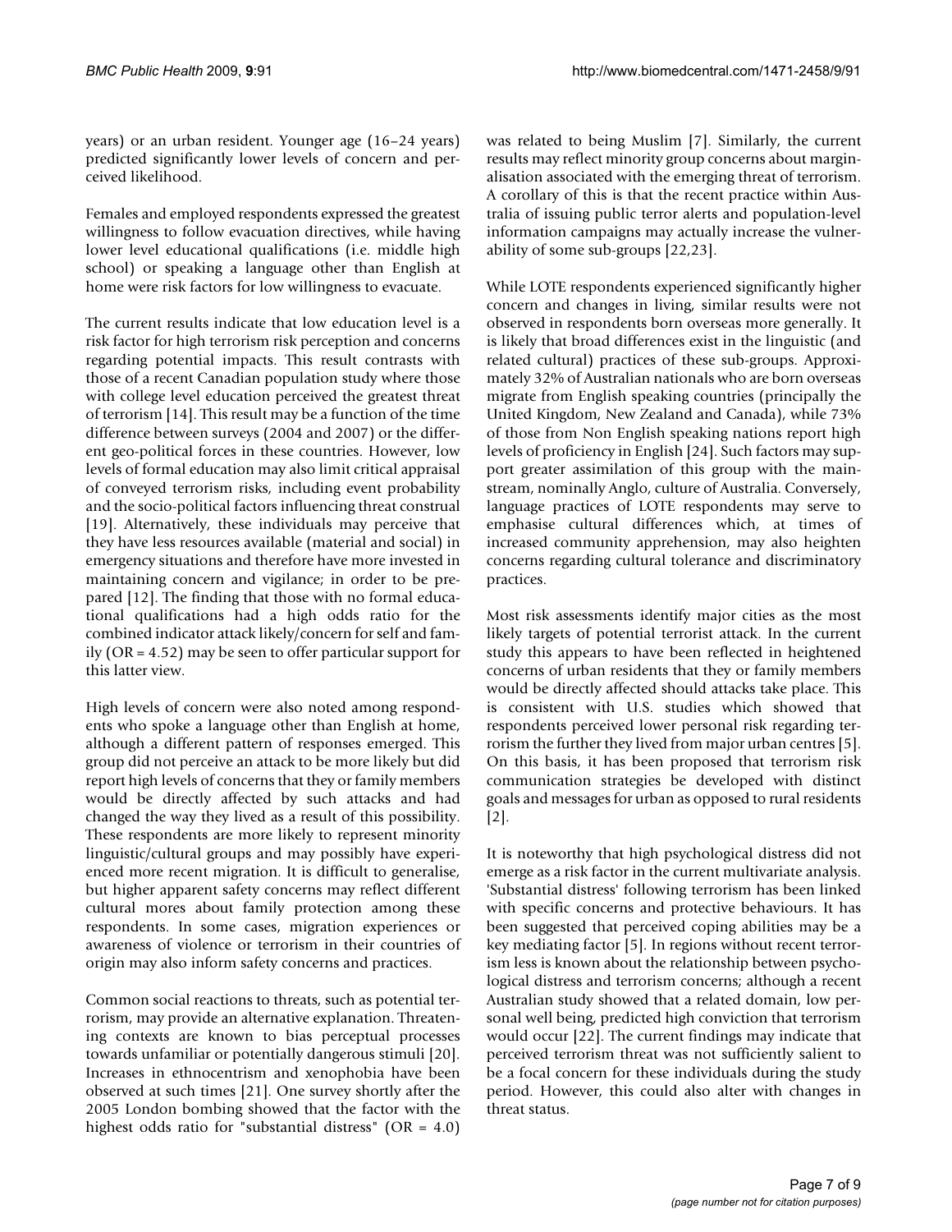years) or an urban resident. Younger age (16–24 years) predicted significantly lower levels of concern and perceived likelihood.

Females and employed respondents expressed the greatest willingness to follow evacuation directives, while having lower level educational qualifications (i.e. middle high school) or speaking a language other than English at home were risk factors for low willingness to evacuate.

The current results indicate that low education level is a risk factor for high terrorism risk perception and concerns regarding potential impacts. This result contrasts with those of a recent Canadian population study where those with college level education perceived the greatest threat of terrorism [14]. This result may be a function of the time difference between surveys (2004 and 2007) or the different geo-political forces in these countries. However, low levels of formal education may also limit critical appraisal of conveyed terrorism risks, including event probability and the socio-political factors influencing threat construal [19]. Alternatively, these individuals may perceive that they have less resources available (material and social) in emergency situations and therefore have more invested in maintaining concern and vigilance; in order to be prepared [12]. The finding that those with no formal educational qualifications had a high odds ratio for the combined indicator attack likely/concern for self and family (OR = 4.52) may be seen to offer particular support for this latter view.

High levels of concern were also noted among respondents who spoke a language other than English at home, although a different pattern of responses emerged. This group did not perceive an attack to be more likely but did report high levels of concerns that they or family members would be directly affected by such attacks and had changed the way they lived as a result of this possibility. These respondents are more likely to represent minority linguistic/cultural groups and may possibly have experienced more recent migration. It is difficult to generalise, but higher apparent safety concerns may reflect different cultural mores about family protection among these respondents. In some cases, migration experiences or awareness of violence or terrorism in their countries of origin may also inform safety concerns and practices.

Common social reactions to threats, such as potential terrorism, may provide an alternative explanation. Threatening contexts are known to bias perceptual processes towards unfamiliar or potentially dangerous stimuli [20]. Increases in ethnocentrism and xenophobia have been observed at such times [21]. One survey shortly after the 2005 London bombing showed that the factor with the highest odds ratio for "substantial distress" (OR = 4.0) was related to being Muslim [7]. Similarly, the current results may reflect minority group concerns about marginalisation associated with the emerging threat of terrorism. A corollary of this is that the recent practice within Australia of issuing public terror alerts and population-level information campaigns may actually increase the vulnerability of some sub-groups [22,23].

While LOTE respondents experienced significantly higher concern and changes in living, similar results were not observed in respondents born overseas more generally. It is likely that broad differences exist in the linguistic (and related cultural) practices of these sub-groups. Approximately 32% of Australian nationals who are born overseas migrate from English speaking countries (principally the United Kingdom, New Zealand and Canada), while 73% of those from Non English speaking nations report high levels of proficiency in English [24]. Such factors may support greater assimilation of this group with the mainstream, nominally Anglo, culture of Australia. Conversely, language practices of LOTE respondents may serve to emphasise cultural differences which, at times of increased community apprehension, may also heighten concerns regarding cultural tolerance and discriminatory practices.

Most risk assessments identify major cities as the most likely targets of potential terrorist attack. In the current study this appears to have been reflected in heightened concerns of urban residents that they or family members would be directly affected should attacks take place. This is consistent with U.S. studies which showed that respondents perceived lower personal risk regarding terrorism the further they lived from major urban centres [5]. On this basis, it has been proposed that terrorism risk communication strategies be developed with distinct goals and messages for urban as opposed to rural residents [2].

It is noteworthy that high psychological distress did not emerge as a risk factor in the current multivariate analysis. 'Substantial distress' following terrorism has been linked with specific concerns and protective behaviours. It has been suggested that perceived coping abilities may be a key mediating factor [5]. In regions without recent terrorism less is known about the relationship between psychological distress and terrorism concerns; although a recent Australian study showed that a related domain, low personal well being, predicted high conviction that terrorism would occur [22]. The current findings may indicate that perceived terrorism threat was not sufficiently salient to be a focal concern for these individuals during the study period. However, this could also alter with changes in threat status.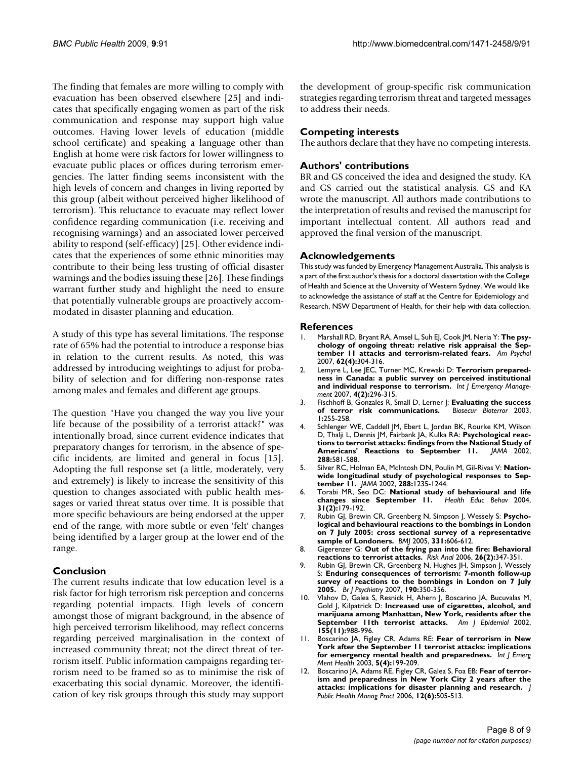The finding that females are more willing to comply with evacuation has been observed elsewhere [25] and indicates that specifically engaging women as part of the risk communication and response may support high value outcomes. Having lower levels of education (middle school certificate) and speaking a language other than English at home were risk factors for lower willingness to evacuate public places or offices during terrorism emergencies. The latter finding seems inconsistent with the high levels of concern and changes in living reported by this group (albeit without perceived higher likelihood of terrorism). This reluctance to evacuate may reflect lower confidence regarding communication (i.e. receiving and recognising warnings) and an associated lower perceived ability to respond (self-efficacy) [25]. Other evidence indicates that the experiences of some ethnic minorities may contribute to their being less trusting of official disaster warnings and the bodies issuing these [26]. These findings warrant further study and highlight the need to ensure that potentially vulnerable groups are proactively accommodated in disaster planning and education.

A study of this type has several limitations. The response rate of 65% had the potential to introduce a response bias in relation to the current results. As noted, this was addressed by introducing weightings to adjust for probability of selection and for differing non-response rates among males and females and different age groups.

The question "Have you changed the way you live your life because of the possibility of a terrorist attack?" was intentionally broad, since current evidence indicates that preparatory changes for terrorism, in the absence of specific incidents, are limited and general in focus [15]. Adopting the full response set (a little, moderately, very and extremely) is likely to increase the sensitivity of this question to changes associated with public health messages or varied threat status over time. It is possible that more specific behaviours are being endorsed at the upper end of the range, with more subtle or even 'felt' changes being identified by a larger group at the lower end of the range.

## Conclusion

The current results indicate that low education level is a risk factor for high terrorism risk perception and concerns regarding potential impacts. High levels of concern amongst those of migrant background, in the absence of high perceived terrorism likelihood, may reflect concerns regarding perceived marginalisation in the context of increased community threat; not the direct threat of terrorism itself. Public information campaigns regarding terrorism need to be framed so as to minimise the risk of exacerbating this social dynamic. Moreover, the identification of key risk groups through this study may support the development of group-specific risk communication strategies regarding terrorism threat and targeted messages to address their needs.

## Competing interests

The authors declare that they have no competing interests.

## Authors' contributions

BR and GS conceived the idea and designed the study. KA and GS carried out the statistical analysis. GS and KA wrote the manuscript. All authors made contributions to the interpretation of results and revised the manuscript for important intellectual content. All authors read and approved the final version of the manuscript.

## Acknowledgements

This study was funded by Emergency Management Australia. This analysis is a part of the first author's thesis for a doctoral dissertation with the College of Health and Science at the University of Western Sydney. We would like to acknowledge the assistance of staff at the Centre for Epidemiology and Research, NSW Department of Health, for their help with data collection.

## References

1. Marshall RD, Bryant RA, Amsel L, Suh EJ, Cook JM, Neria Y: **The psychology of ongoing threat: relative risk appraisal the September 11 attacks and terrorism-related fears.** *Am Psychol* 2007, **62(4):**304-316.
2. Lemyre L, Lee JEC, Turner MC, Krewski D: **Terrorism preparedness in Canada: a public survey on perceived institutional and individual response to terrorism.** *Int J Emergency Management* 2007, **4(2):**296-315.
3. Fischhoff B, Gonzales R, Small D, Lerner J: **Evaluating the success of terror risk communications.** *Biosecur Bioterror* 2003, **1:**255-258.
4. Schlenger WE, Caddell JM, Ebert L, Jordan BK, Rourke KM, Wilson D, Thalji L, Dennis JM, Fairbank JA, Kulka RA: **Psychological reactions to terrorist attacks: findings from the National Study of Americans' Reactions to September 11.** *JAMA* 2002, **288:**581-588.
5. Silver RC, Holman EA, McIntosh DN, Poulin M, Gil-Rivas V: **Nationwide longitudinal study of psychological responses to September 11.** *JAMA* 2002, **288:**1235-1244.
6. Torabi MR, Seo DC: **National study of behavioural and life changes since September 11.** *Health Educ Behav* 2004, **31(2):**179-192.
7. Rubin GJ, Brewin CR, Greenberg N, Simpson J, Wessely S: **Psychological and behavioural reactions to the bombings in London on 7 July 2005: cross sectional survey of a representative sample of Londoners.** *BMJ* 2005, **331:**606-612.
8. Gigerenzer G: **Out of the frying pan into the fire: Behavioral reactions to terrorist attacks.** *Risk Anal* 2006, **26(2):**347-351.
9. Rubin GJ, Brewin CR, Greenberg N, Hughes JH, Simpson J, Wessely S: **Enduring consequences of terrorism: 7-month follow-up survey of reactions to the bombings in London on 7 July 2005.** *Br J Psychiatry* 2007, **190:**350-356.
10. Vlahov D, Galea S, Resnick H, Ahern J, Boscarino JA, Bucuvalas M, Gold J, Kilpatrick D: **Increased use of cigarettes, alcohol, and marijuana among Manhattan, New York, residents after the September 11th terrorist attacks.** *Am J Epidemiol* 2002, **155(11):**988-996.
11. Boscarino JA, Figley CR, Adams RE: **Fear of terrorism in New York after the September 11 terrorist attacks: implications for emergency mental health and preparedness.** *Int J Emerg Ment Health* 2003, **5(4):**199-209.
12. Boscarino JA, Adams RE, Figley CR, Galea S, Foa EB: **Fear of terrorism and preparedness in New York City 2 years after the attacks: implications for disaster planning and research.** *J Public Health Manag Pract* 2006, **12(6):**505-513.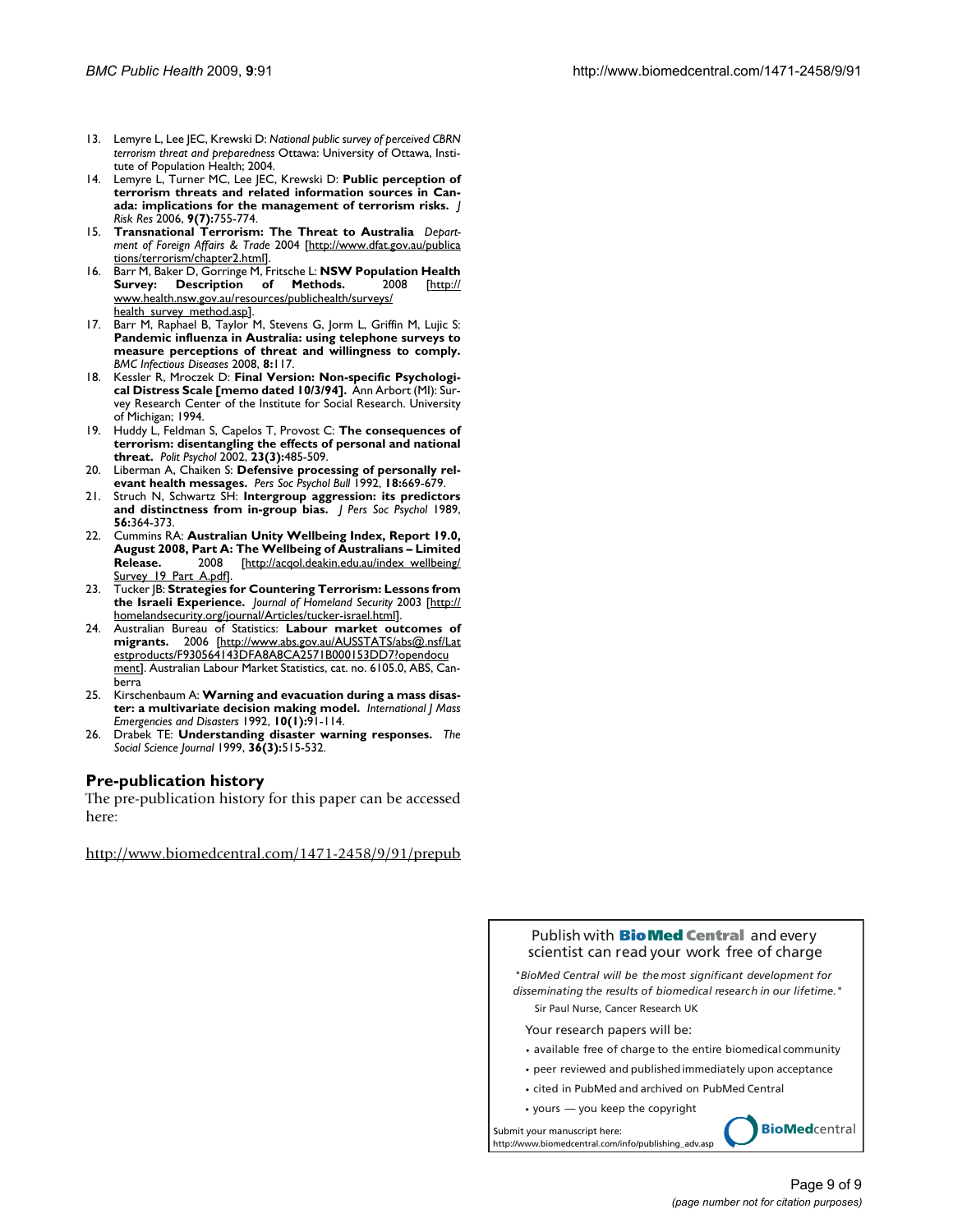13. Lemyre L, Lee JEC, Krewski D: *National public survey of perceived CBRN terrorism threat and preparedness* Ottawa: University of Ottawa, Institute of Population Health; 2004.
14. Lemyre L, Turner MC, Lee JEC, Krewski D: **Public perception of terrorism threats and related information sources in Canada: implications for the management of terrorism risks.** *J Risk Res* 2006, **9(7):**755-774.
15. **Transnational Terrorism: The Threat to Australia** *Department of Foreign Affairs & Trade* 2004 [http://www.dfat.gov.au/publications/terrorism/chapter2.html].
16. Barr M, Baker D, Gorringe M, Fritsche L: **NSW Population Health Survey: Description of Methods.** 2008 [http://www.health.nsw.gov.au/resources/publichealth/surveys/health_survey_method.asp].
17. Barr M, Raphael B, Taylor M, Stevens G, Jorm L, Griffin M, Lujic S: **Pandemic influenza in Australia: using telephone surveys to measure perceptions of threat and willingness to comply.** *BMC Infectious Diseases* 2008, **8:**117.
18. Kessler R, Mroczek D: **Final Version: Non-specific Psychological Distress Scale [memo dated 10/3/94].** Ann Arbort (MI): Survey Research Center of the Institute for Social Research. University of Michigan; 1994.
19. Huddy L, Feldman S, Capelos T, Provost C: **The consequences of terrorism: disentangling the effects of personal and national threat.** *Polit Psychol* 2002, **23(3):**485-509.
20. Liberman A, Chaiken S: **Defensive processing of personally relevant health messages.** *Pers Soc Psychol Bull* 1992, **18:**669-679.
21. Struch N, Schwartz SH: **Intergroup aggression: its predictors and distinctness from in-group bias.** *J Pers Soc Psychol* 1989, **56:**364-373.
22. Cummins RA: **Australian Unity Wellbeing Index, Report 19.0, August 2008, Part A: The Wellbeing of Australians – Limited Release.** 2008 [http://acqol.deakin.edu.au/index_wellbeing/Survey_19_Part_A.pdf].
23. Tucker JB: **Strategies for Countering Terrorism: Lessons from the Israeli Experience.** *Journal of Homeland Security* 2003 [http://homelandsecurity.org/journal/Articles/tucker-israel.html].
24. Australian Bureau of Statistics: **Labour market outcomes of migrants.** 2006 [http://www.abs.gov.au/AUSSTATS/abs@.nsf/Latestproducts/F930564143DFA8A8CA2571B000153DD7?opendocument]. Australian Labour Market Statistics, cat. no. 6105.0, ABS, Canberra
25. Kirschenbaum A: **Warning and evacuation during a mass disaster: a multivariate decision making model.** *International J Mass Emergencies and Disasters* 1992, **10(1):**91-114.
26. Drabek TE: **Understanding disaster warning responses.** *The Social Science Journal* 1999, **36(3):**515-532.

## Pre-publication history

The pre-publication history for this paper can be accessed here:

http://www.biomedcentral.com/1471-2458/9/91/prepub

Publish with **BioMed Central** and every scientist can read your work free of charge

*"BioMed Central will be the most significant development for disseminating the results of biomedical research in our lifetime."*

Sir Paul Nurse, Cancer Research UK

Your research papers will be:

- available free of charge to the entire biomedical community
- peer reviewed and published immediately upon acceptance
- cited in PubMed and archived on PubMed Central
- yours — you keep the copyright

Submit your manuscript here:
http://www.biomedcentral.com/info/publishing_adv.asp

**BioMed**central